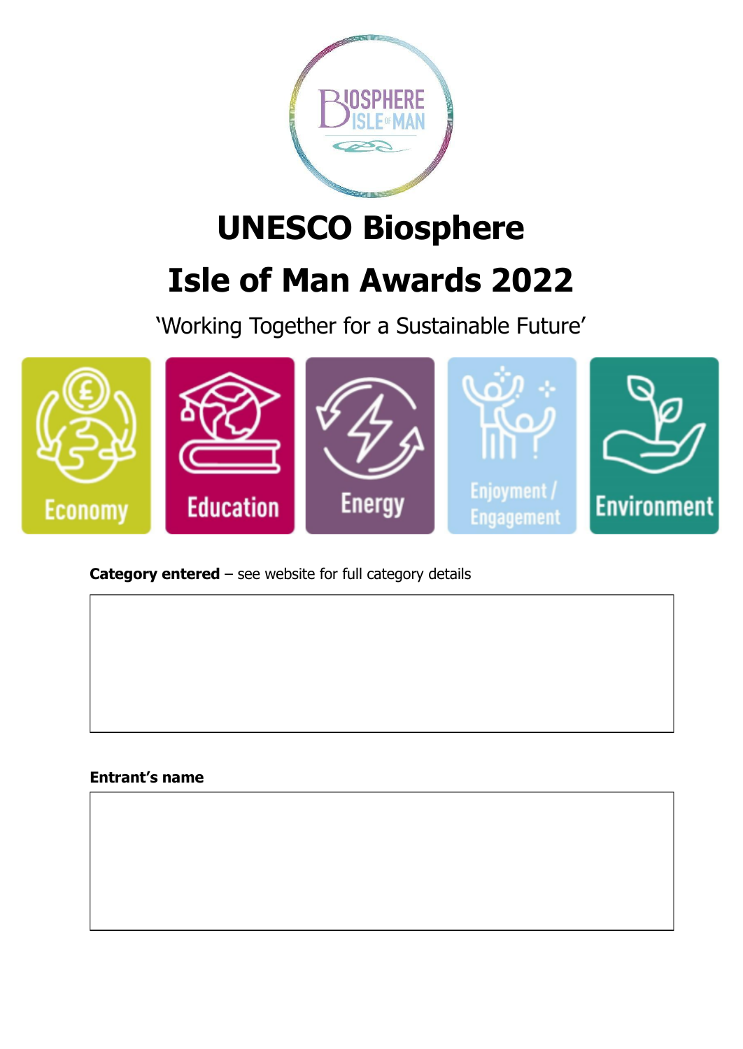# UNESCO Biosphere

# Isle of Man Awards 2022

'Working Together for a Sustainable Future'

Economy | Education | Energy | Enjoyment / Engagement | Environment

**Category entered** – see website for full category details

**Entrant's name**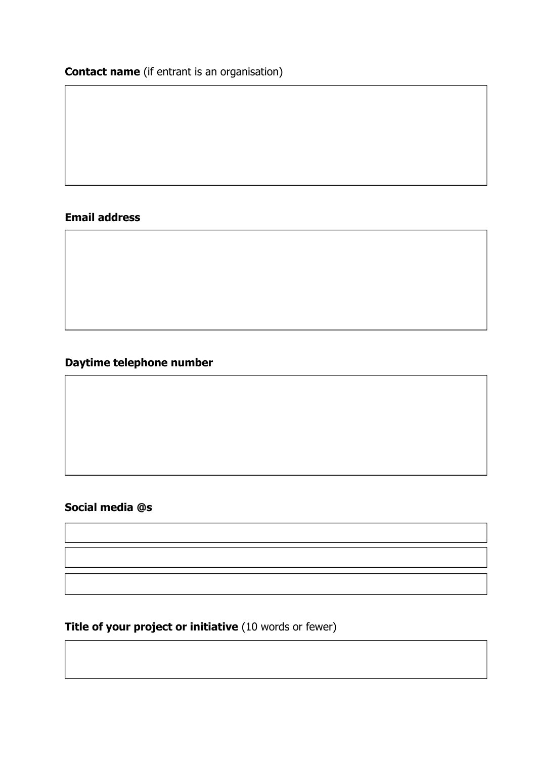**Contact name** (if entrant is an organisation)

**Email address**

**Daytime telephone number**

**Social media @s**

**Title of your project or initiative** (10 words or fewer)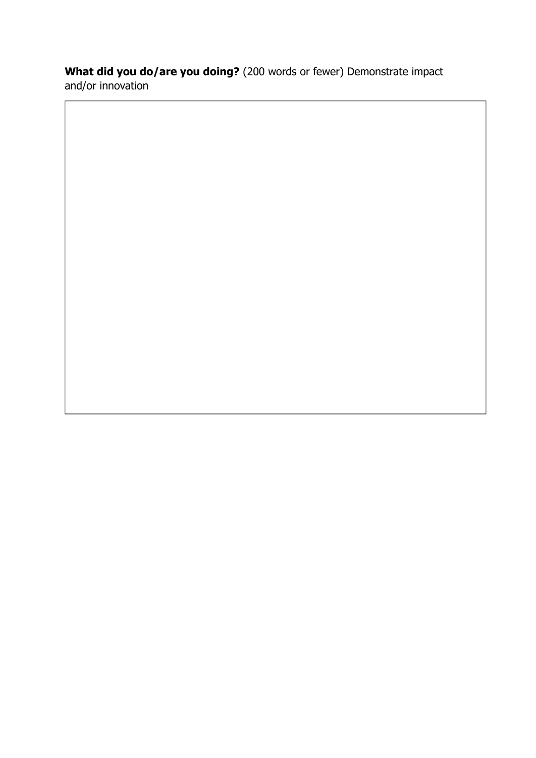**What did you do/are you doing?** (200 words or fewer) Demonstrate impact and/or innovation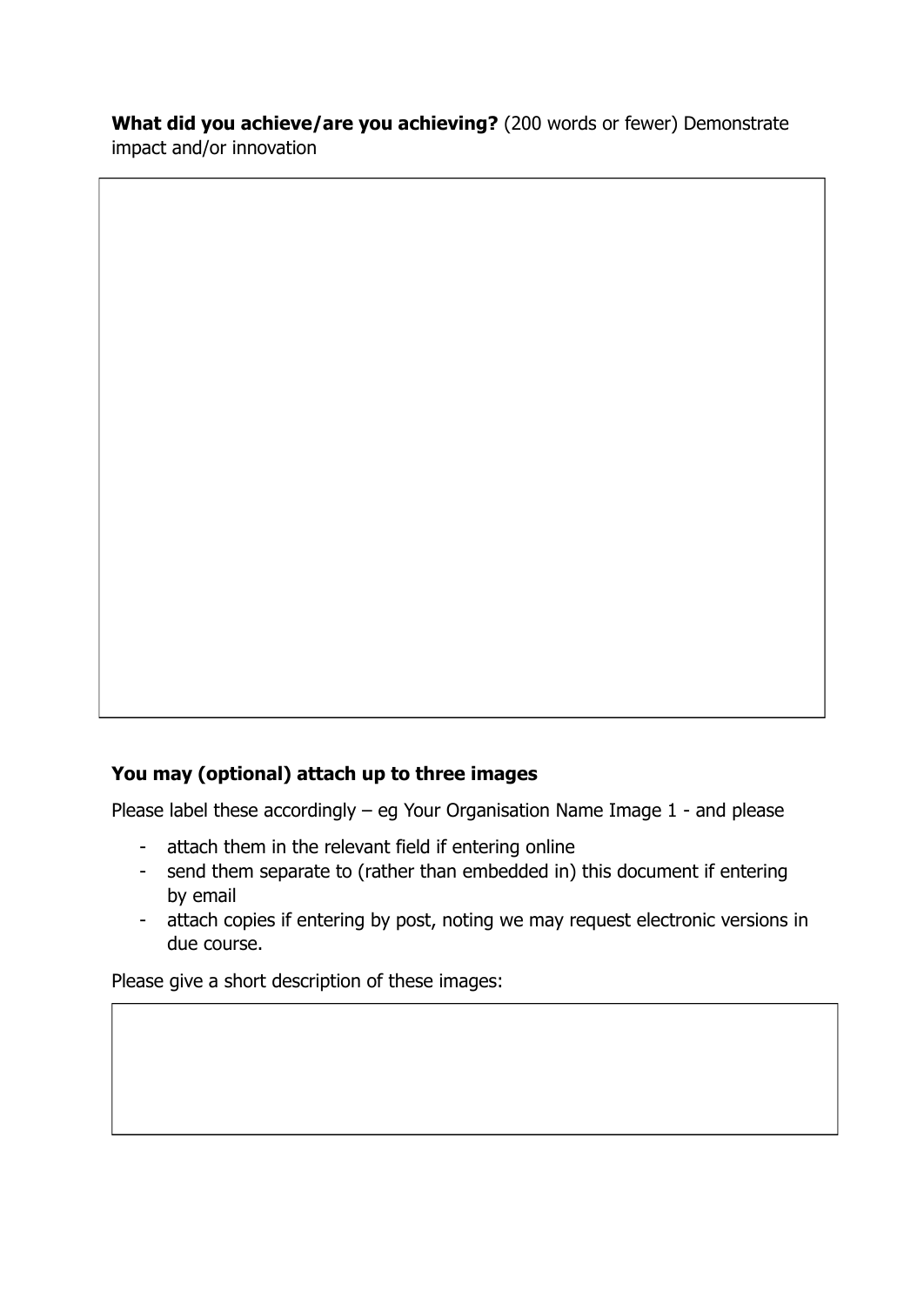**What did you achieve/are you achieving?** (200 words or fewer) Demonstrate impact and/or innovation

|  |
| --- |
|  |

**You may (optional) attach up to three images**

Please label these accordingly – eg Your Organisation Name Image 1 - and please

- attach them in the relevant field if entering online
- send them separate to (rather than embedded in) this document if entering by email
- attach copies if entering by post, noting we may request electronic versions in due course.

Please give a short description of these images:

|  |
| --- |
|  |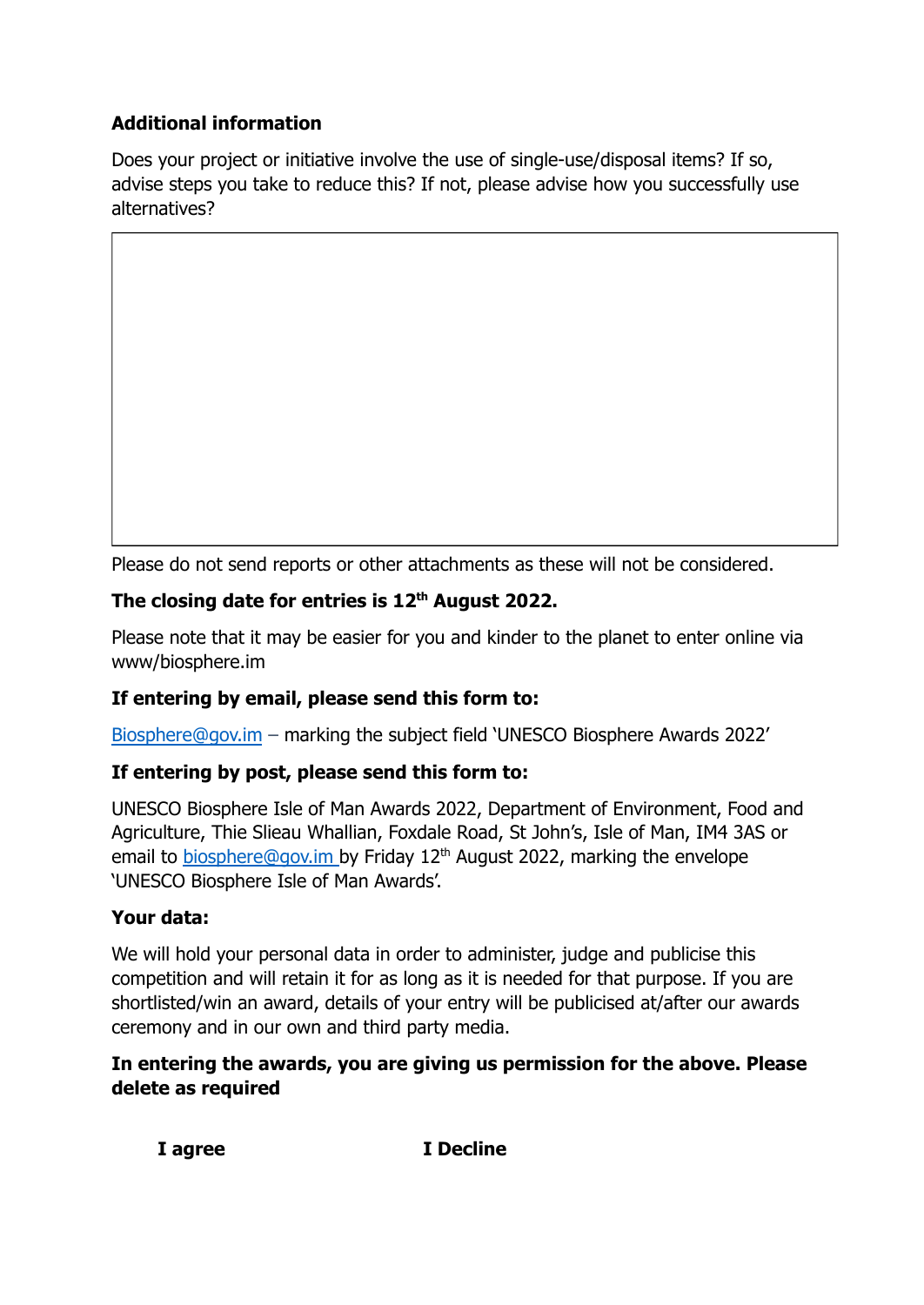**Additional information**

Does your project or initiative involve the use of single-use/disposal items? If so, advise steps you take to reduce this? If not, please advise how you successfully use alternatives?

| |
|---|
| |

Please do not send reports or other attachments as these will not be considered.

**The closing date for entries is 12th August 2022.**

Please note that it may be easier for you and kinder to the planet to enter online via www/biosphere.im

**If entering by email, please send this form to:**

Biosphere@gov.im – marking the subject field 'UNESCO Biosphere Awards 2022'

**If entering by post, please send this form to:**

UNESCO Biosphere Isle of Man Awards 2022, Department of Environment, Food and Agriculture, Thie Slieau Whallian, Foxdale Road, St John's, Isle of Man, IM4 3AS or email to biosphere@gov.im by Friday 12th August 2022, marking the envelope 'UNESCO Biosphere Isle of Man Awards'.

**Your data:**

We will hold your personal data in order to administer, judge and publicise this competition and will retain it for as long as it is needed for that purpose. If you are shortlisted/win an award, details of your entry will be publicised at/after our awards ceremony and in our own and third party media.

**In entering the awards, you are giving us permission for the above. Please delete as required**

**I agree** **I Decline**